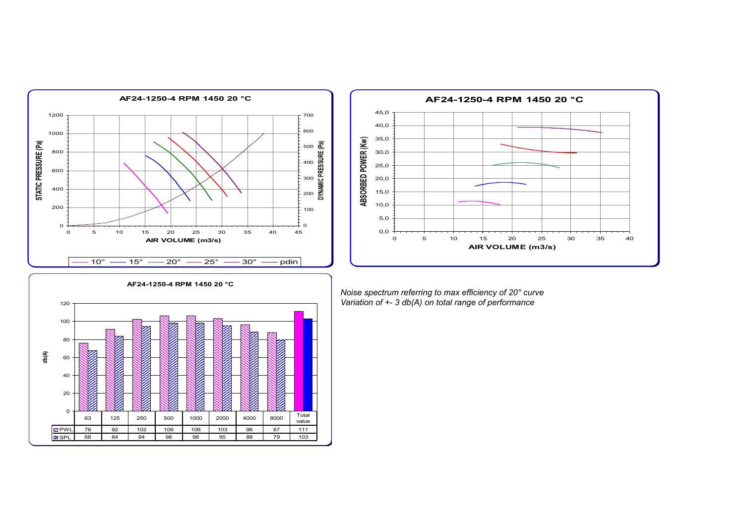## AF24-1250-4 RPM 1450 20 °C

STATIC PRESSURE (Pa) / DYNAMIC PRESSURE (Pa) vs AIR VOLUME (m3/s)

Legend: 10° — 15° — 20° — 25° — 30° — pdin

## AF24-1250-4 RPM 1450 20 °C

ABSORBED POWER (Kw) vs AIR VOLUME (m3/s)

## AF24-1250-4 RPM 1450 20 °C

db(A)

| | 63 | 125 | 250 | 500 | 1000 | 2000 | 4000 | 8000 | Total value |
|---|---|---|---|---|---|---|---|---|---|
| PWL | 76 | 92 | 102 | 106 | 106 | 103 | 96 | 87 | 111 |
| SPL | 68 | 84 | 94 | 98 | 98 | 95 | 88 | 79 | 103 |

*Noise spectrum referring to max efficiency of 20° curve*
*Variation of +- 3 db(A) on total range of performance*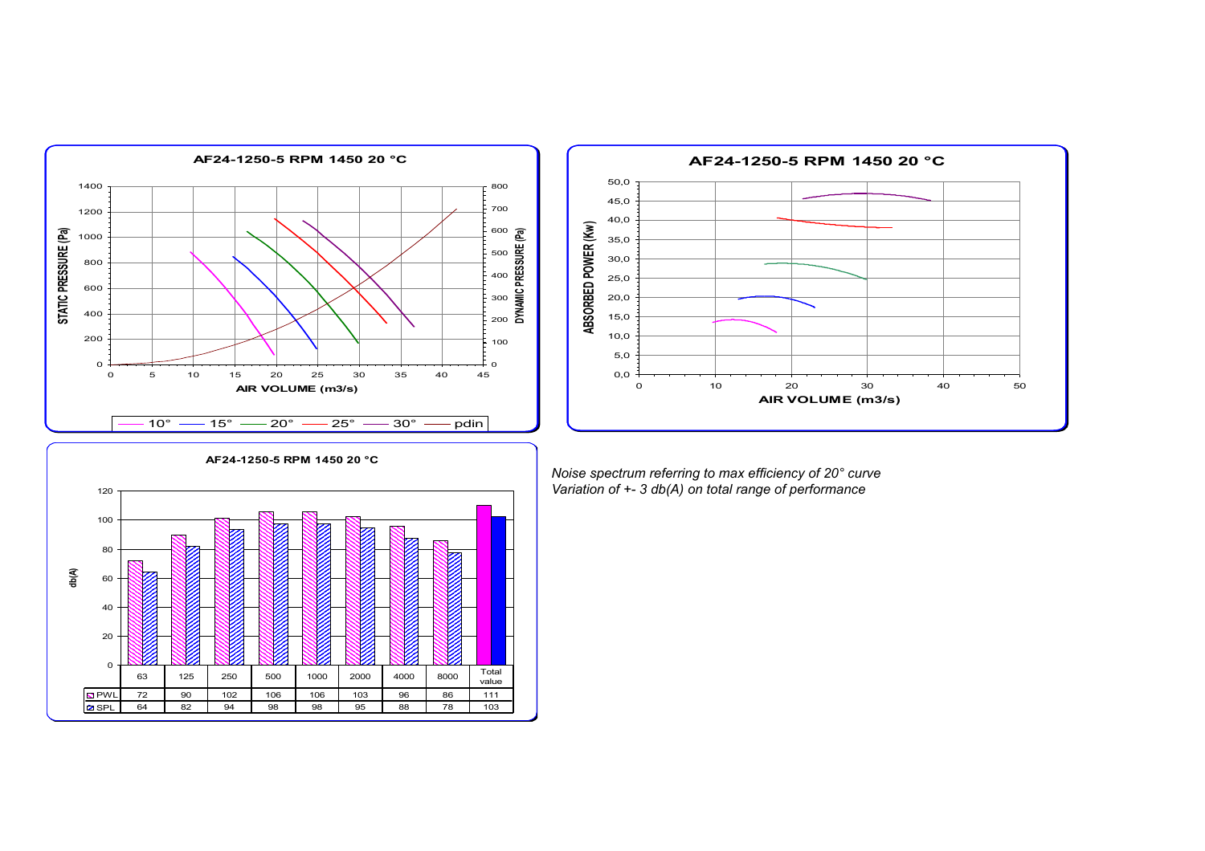## AF24-1250-5 RPM 1450 20 °C

STATIC PRESSURE (Pa) / DYNAMIC PRESSURE (Pa) vs AIR VOLUME (m3/s)

Legend: 10° — 15° — 20° — 25° — 30° — pdin

## AF24-1250-5 RPM 1450 20 °C

ABSORBED POWER (Kw) vs AIR VOLUME (m3/s)

## AF24-1250-5 RPM 1450 20 °C

db(A)

| | 63 | 125 | 250 | 500 | 1000 | 2000 | 4000 | 8000 | Total value |
|---|---|---|---|---|---|---|---|---|---|
| PWL | 72 | 90 | 102 | 106 | 106 | 103 | 96 | 86 | 111 |
| SPL | 64 | 82 | 94 | 98 | 98 | 95 | 88 | 78 | 103 |

*Noise spectrum referring to max efficiency of 20° curve*
*Variation of +- 3 db(A) on total range of performance*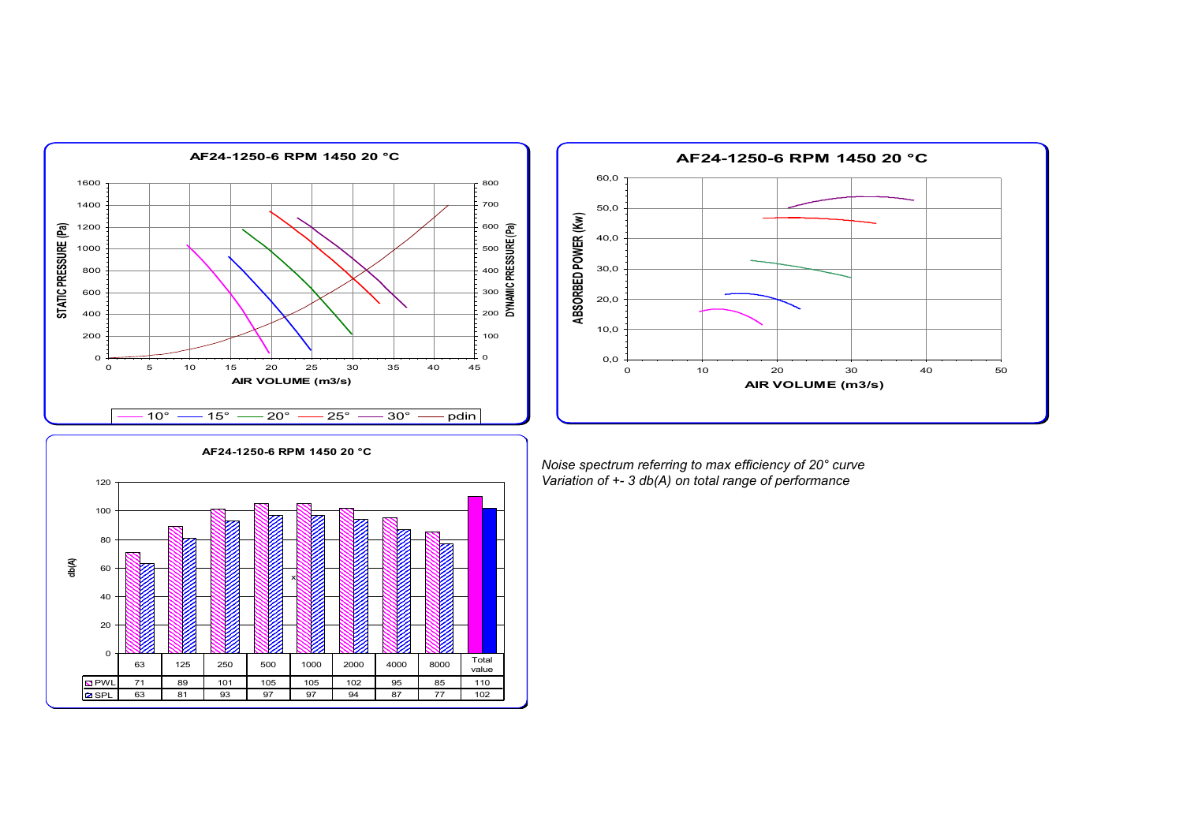**AF24-1250-6 RPM 1450 20 °C**

STATIC PRESSURE (Pa) / DYNAMIC PRESSURE (Pa) / AIR VOLUME (m3/s)

10° — 15° — 20° — 25° — 30° — pdin

**AF24-1250-6 RPM 1450 20 °C**

ABSORBED POWER (Kw) / AIR VOLUME (m3/s)

**AF24-1250-6 RPM 1450 20 °C**

| | 63 | 125 | 250 | 500 | 1000 | 2000 | 4000 | 8000 | Total value |
|---|---|---|---|---|---|---|---|---|---|
| PWL | 71 | 89 | 101 | 105 | 105 | 102 | 95 | 85 | 110 |
| SPL | 63 | 81 | 93 | 97 | 97 | 94 | 87 | 77 | 102 |

*Noise spectrum referring to max efficiency of 20° curve*
*Variation of +- 3 db(A) on total range of performance*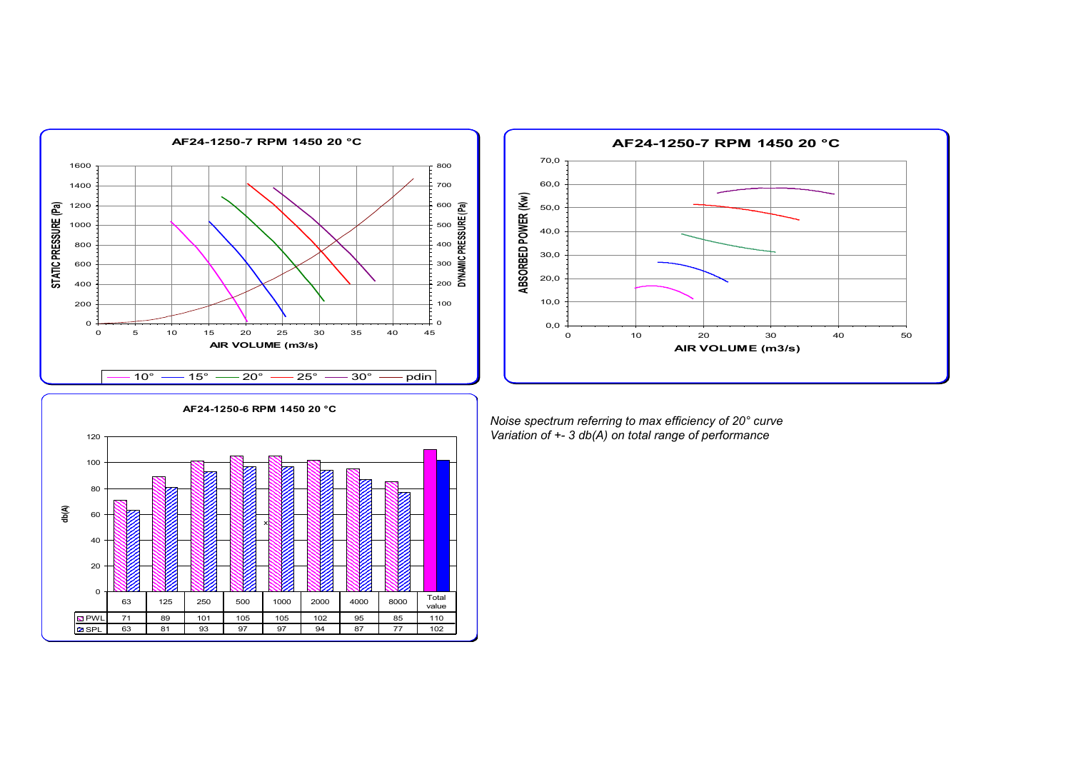**AF24-1250-7 RPM 1450 20 °C**

STATIC PRESSURE (Pa) / DYNAMIC PRESSURE (Pa) vs AIR VOLUME (m3/s)

10° — 15° — 20° — 25° — 30° — pdin

**AF24-1250-7 RPM 1450 20 °C**

ABSORBED POWER (Kw) vs AIR VOLUME (m3/s)

**AF24-1250-6 RPM 1450 20 °C**

db(A)

| | 63 | 125 | 250 | 500 | 1000 | 2000 | 4000 | 8000 | Total value |
|---|---|---|---|---|---|---|---|---|---|
| PWL | 71 | 89 | 101 | 105 | 105 | 102 | 95 | 85 | 110 |
| SPL | 63 | 81 | 93 | 97 | 97 | 94 | 87 | 77 | 102 |

*Noise spectrum referring to max efficiency of 20° curve*
*Variation of +- 3 db(A) on total range of performance*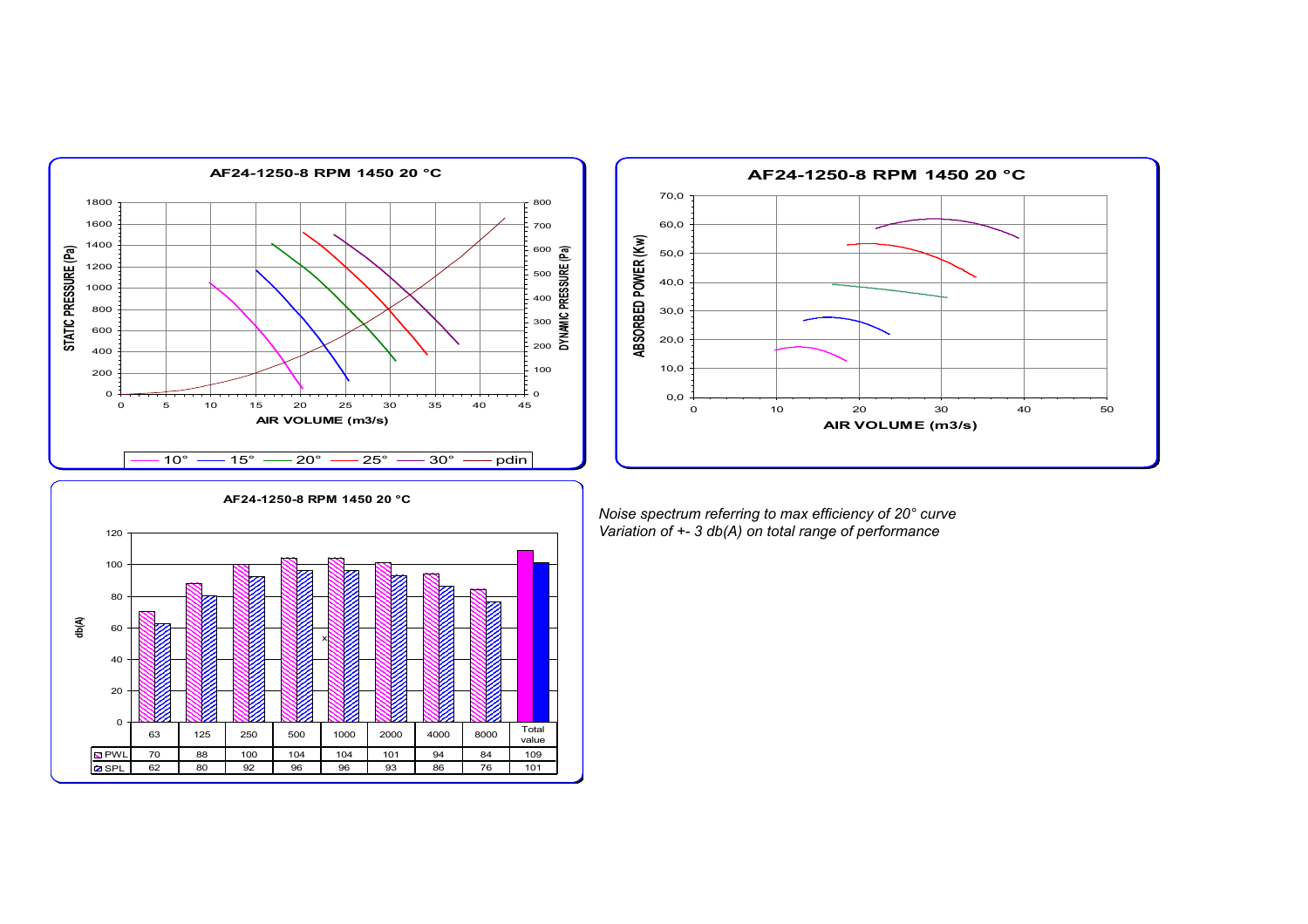**AF24-1250-8 RPM 1450 20 °C**

STATIC PRESSURE (Pa) / DYNAMIC PRESSURE (Pa) vs AIR VOLUME (m3/s)

Legend: 10° — 15° — 20° — 25° — 30° — pdin

**AF24-1250-8 RPM 1450 20 °C**

ABSORBED POWER (Kw) vs AIR VOLUME (m3/s)

**AF24-1250-8 RPM 1450 20 °C**

db(A)

| | 63 | 125 | 250 | 500 | 1000 | 2000 | 4000 | 8000 | Total value |
|---|---|---|---|---|---|---|---|---|---|
| PWL | 70 | 88 | 100 | 104 | 104 | 101 | 94 | 84 | 109 |
| SPL | 62 | 80 | 92 | 96 | 96 | 93 | 86 | 76 | 101 |

*Noise spectrum referring to max efficiency of 20° curve*
*Variation of +- 3 db(A) on total range of performance*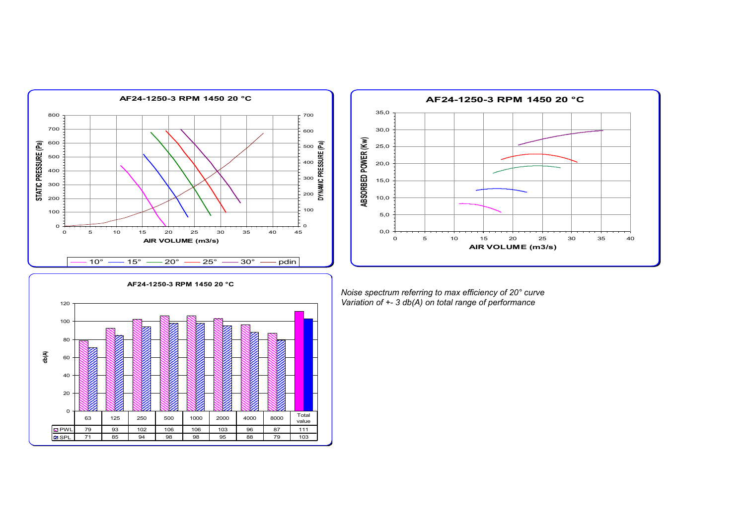AF24-1250-3 RPM 1450 20 °C

STATIC PRESSURE (Pa)

DYNAMIC PRESSURE (Pa)

800
700
600
500
400
300
200
100
0

700
600
500
400
300
200
100
0

0 5 10 15 20 25 30 35 40 45

AIR VOLUME (m3/s)

10° 15° 20° 25° 30° pdin

AF24-1250-3 RPM 1450 20 °C

ABSORBED POWER (Kw)

35,0
30,0
25,0
20,0
15,0
10,0
5,0
0,0

0 5 10 15 20 25 30 35 40

AIR VOLUME (m3/s)

AF24-1250-3 RPM 1450 20 °C

db(A)

120
100
80
60
40
20
0

| | 63 | 125 | 250 | 500 | 1000 | 2000 | 4000 | 8000 | Total value |
|---|---|---|---|---|---|---|---|---|---|
| PWL | 79 | 93 | 102 | 106 | 106 | 103 | 96 | 87 | 111 |
| SPL | 71 | 85 | 94 | 98 | 98 | 95 | 88 | 79 | 103 |

*Noise spectrum referring to max efficiency of 20° curve*
*Variation of +- 3 db(A) on total range of performance*